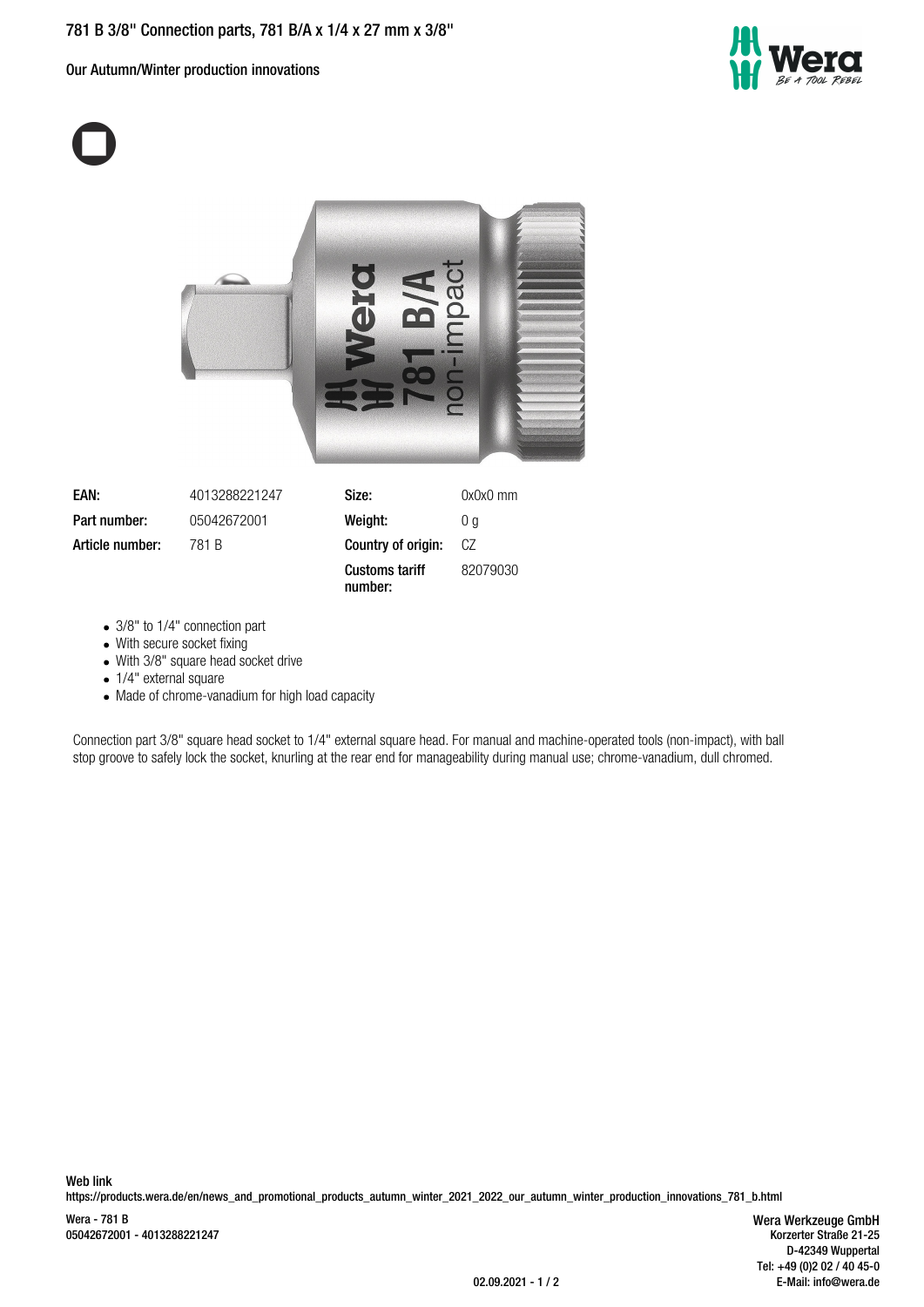# 781 B 3/8" Connection parts, 781 B/A x 1/4 x 27 mm x 3/8"

Our Autumn/Winter production innovations

| EAN: | 4013288221247 | Size: | 0x0x0 mm |
|---|---|---|---|
| Part number: | 05042672001 | Weight: | 0 g |
| Article number: | 781 B | Country of origin: | CZ |
| | | Customs tariff number: | 82079030 |

- 3/8" to 1/4" connection part
- With secure socket fixing
- With 3/8" square head socket drive
- 1/4" external square
- Made of chrome-vanadium for high load capacity

Connection part 3/8" square head socket to 1/4" external square head. For manual and machine-operated tools (non-impact), with ball stop groove to safely lock the socket, knurling at the rear end for manageability during manual use; chrome-vanadium, dull chromed.

Web link
https://products.wera.de/en/news_and_promotional_products_autumn_winter_2021_2022_our_autumn_winter_production_innovations_781_b.html

Wera - 781 B
05042672001 - 4013288221247

Wera Werkzeuge GmbH
Korzerter Straße 21-25
D-42349 Wuppertal
Tel: +49 (0)2 02 / 40 45-0
E-Mail: info@wera.de

02.09.2021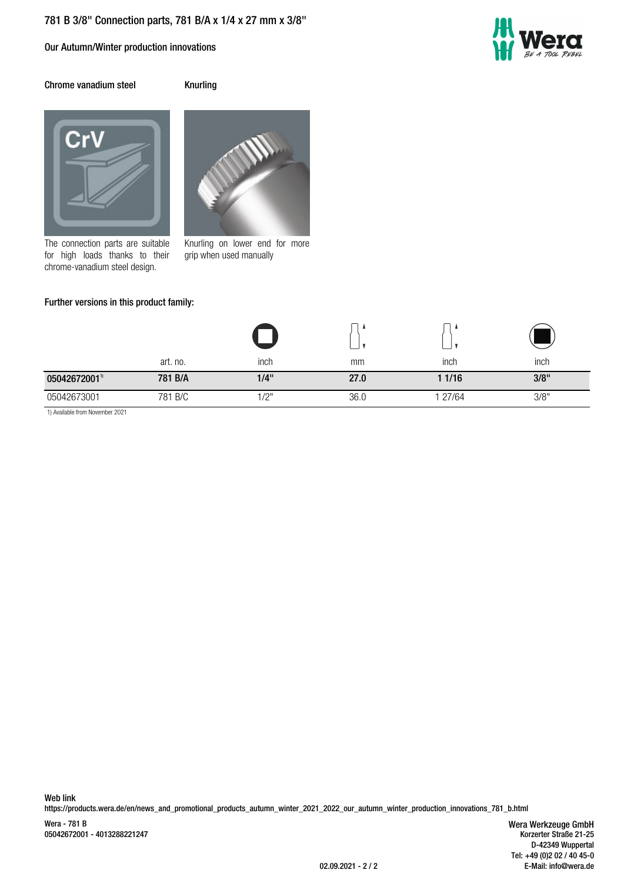# 781 B 3/8" Connection parts, 781 B/A x 1/4 x 27 mm x 3/8"

## Our Autumn/Winter production innovations

**Chrome vanadium steel**

The connection parts are suitable for high loads thanks to their chrome-vanadium steel design.

**Knurling**

Knurling on lower end for more grip when used manually

**Further versions in this product family:**

| | art. no. | inch | mm | inch | inch |
|---|---|---|---|---|---|
| **05042672001[1]** | **781 B/A** | **1/4"** | **27.0** | **1 1/16** | **3/8"** |
| 05042673001 | 781 B/C | 1/2" | 36.0 | 1 27/64 | 3/8" |

1) Available from November 2021

Web link
https://products.wera.de/en/news_and_promotional_products_autumn_winter_2021_2022_our_autumn_winter_production_innovations_781_b.html

Wera - 781 B
05042672001 - 4013288221247

Wera Werkzeuge GmbH
Korzerter Straße 21-25
D-42349 Wuppertal
Tel: +49 (0)2 02 / 40 45-0
E-Mail: info@wera.de

02.09.2021